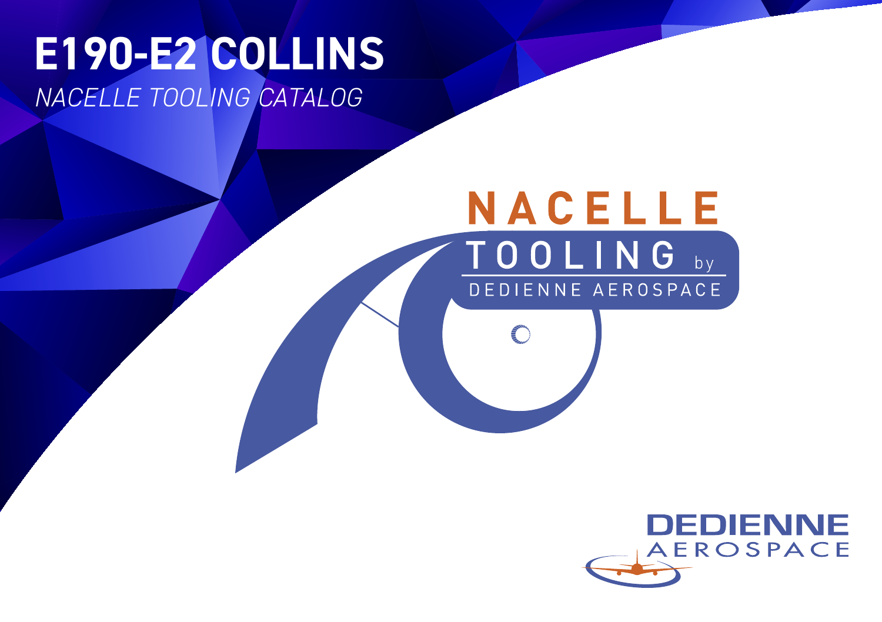# E190-E2 COLLINS

*NACELLE TOOLING CATALOG*

NACELLE TOOLING by DEDIENNE AEROSPACE

DEDIENNE AEROSPACE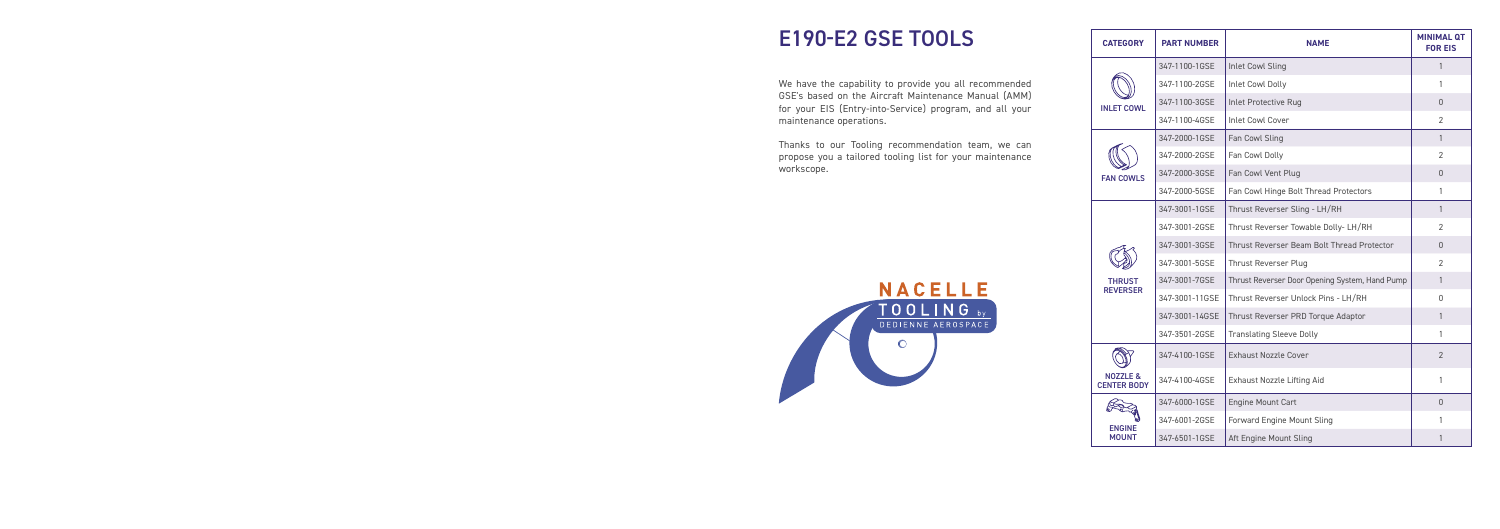# E190-E2 GSE TOOLS

We have the capability to provide you all recommended GSE's based on the Aircraft Maintenance Manual (AMM) for your EIS (Entry-into-Service) program, and all your maintenance operations.

Thanks to our Tooling recommendation team, we can propose you a tailored tooling list for your maintenance workscope.

NACELLE TOOLING by DEDIENNE AEROSPACE

| CATEGORY | PART NUMBER | NAME | MINIMAL QT FOR EIS |
|---|---|---|---|
| INLET COWL | 347-1100-1GSE | Inlet Cowl Sling | 1 |
| | 347-1100-2GSE | Inlet Cowl Dolly | 1 |
| | 347-1100-3GSE | Inlet Protective Rug | 0 |
| | 347-1100-4GSE | Inlet Cowl Cover | 2 |
| FAN COWLS | 347-2000-1GSE | Fan Cowl Sling | 1 |
| | 347-2000-2GSE | Fan Cowl Dolly | 2 |
| | 347-2000-3GSE | Fan Cowl Vent Plug | 0 |
| | 347-2000-5GSE | Fan Cowl Hinge Bolt Thread Protectors | 1 |
| THRUST REVERSER | 347-3001-1GSE | Thrust Reverser Sling - LH/RH | 1 |
| | 347-3001-2GSE | Thrust Reverser Towable Dolly- LH/RH | 2 |
| | 347-3001-3GSE | Thrust Reverser Beam Bolt Thread Protector | 0 |
| | 347-3001-5GSE | Thrust Reverser Plug | 2 |
| | 347-3001-7GSE | Thrust Reverser Door Opening System, Hand Pump | 1 |
| | 347-3001-11GSE | Thrust Reverser Unlock Pins - LH/RH | 0 |
| | 347-3001-14GSE | Thrust Reverser PRD Torque Adaptor | 1 |
| | 347-3501-2GSE | Translating Sleeve Dolly | 1 |
| NOZZLE & CENTER BODY | 347-4100-1GSE | Exhaust Nozzle Cover | 2 |
| | 347-4100-4GSE | Exhaust Nozzle Lifting Aid | 1 |
| ENGINE MOUNT | 347-6000-1GSE | Engine Mount Cart | 0 |
| | 347-6001-2GSE | Forward Engine Mount Sling | 1 |
| | 347-6501-1GSE | Aft Engine Mount Sling | 1 |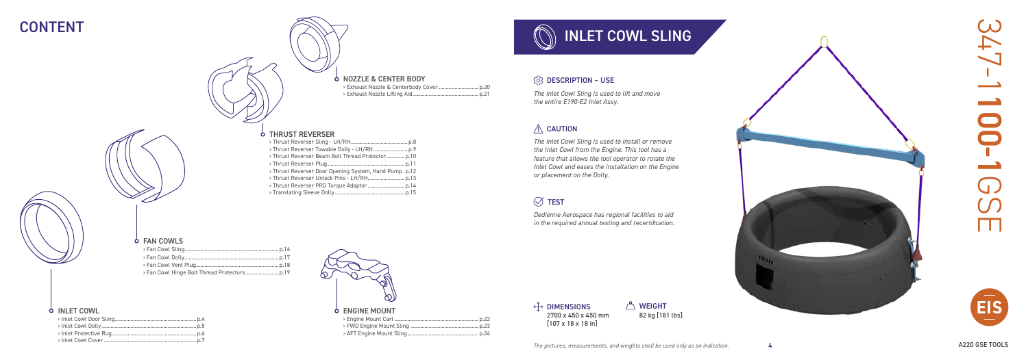# CONTENT

## NOZZLE & CENTER BODY

- › Exhaust Nozzle & Centerbody Cover ............................ p.20
- › Exhaust Nozzle Lifting Aid ............................................. p.21

## THRUST REVERSER

- › Thrust Reverser Sling - LH/RH........................................ p.8
- › Thrust Reverser Towable Dolly - LH/RH ........................ p.9
- › Thrust Reverser Beam Bolt Thread Protector.............. p.10
- › Thrust Reverser Plug..................................................... p.11
- › Thrust Reverser Door Opening System, Hand Pump . p.12
- › Thrust Reverser Unlock Pins - LH/RH.......................... p.13
- › Thrust Reverser PRD Torque Adaptor .......................... p.14
- › Translating Sleeve Dolly................................................. p.15

## FAN COWLS

- › Fan Cowl Sling.................................................................. p.16
- › Fan Cowl Dolly.................................................................. p.17
- › Fan Cowl Vent Plug.......................................................... p.18
- › Fan Cowl Hinge Bolt Thread Protectors ........................ p.19

## INLET COWL

- › Inlet Cowl Door Sling........................................................ p.4
- › Inlet Cowl Dolly................................................................. p.5
- › Inlet Protective Rug.......................................................... p.6
- › Inlet Cowl Cover............................................................... p.7

## ENGINE MOUNT

- › Engine Mount Cart ........................................................... p.22
- › FWD Engine Mount Sling ................................................ p.23
- › AFT Engine Mount Sling.................................................. p.24

# INLET COWL SLING

## DESCRIPTION – USE

*The Inlet Cowl Sling is used to lift and move the entire E190-E2 Inlet Assy.*

## CAUTION

*The Inlet Cowl Sling is used to install or remove the Inlet Cowl from the Engine. This tool has a feature that allows the tool operator to rotate the Inlet Cowl and eases the installation on the Engine or placement on the Dolly.*

## TEST

*Dedienne Aerospace has regional facilities to aid in the required annual testing and recertification.*

**DIMENSIONS**
2700 x 450 x 450 mm
[107 x 18 x 18 in]

**WEIGHT**
82 kg [181 lbs]

347-1**100-1**GSE

*The pictures, measurements, and weights shall be used only as an indication.*

A220 GSE TOOLS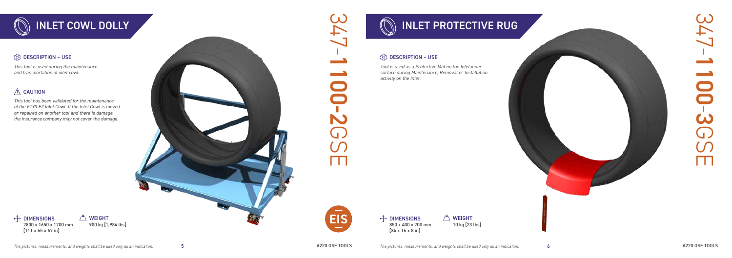# INLET COWL DOLLY

## DESCRIPTION – USE

*This tool is used during the maintenance and transportation of inlet cowl.*

## CAUTION

*This tool has been validated for the maintenance of the E190-E2 Inlet Cowl. If the Inlet Cowl is moved or repaired on another tool and there is damage, the insurance company may not cover the damage.*

**DIMENSIONS**
2800 x 1650 x 1700 mm
[111 x 65 x 67 in]

**WEIGHT**
900 kg [1,984 lbs]

347-1100-2GSE

*The pictures, measurements, and weights shall be used only as an indication.*

# INLET PROTECTIVE RUG

## DESCRIPTION – USE

*Tool is used as a Protective Mat on the Inlet inner surface during Maintenance, Removal or Installation activity on the Inlet.*

**DIMENSIONS**
850 x 400 x 200 mm
[34 x 16 x 8 in]

**WEIGHT**
10 kg [23 lbs]

347-1100-3GSE

*The pictures, measurements, and weights shall be used only as an indication.*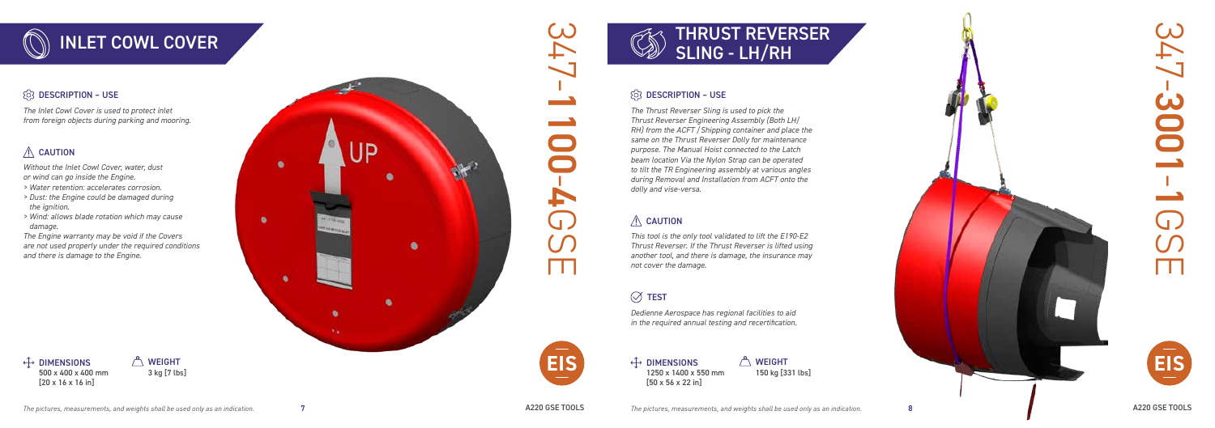# INLET COWL COVER

## DESCRIPTION – USE

*The Inlet Cowl Cover is used to protect inlet from foreign objects during parking and mooring.*

## CAUTION

*Without the Inlet Cowl Cover, water, dust or wind can go inside the Engine.*

*> Water retention: accelerates corrosion.*

*> Dust: the Engine could be damaged during the ignition.*

*> Wind: allows blade rotation which may cause damage.*

*The Engine warranty may be void if the Covers are not used properly under the required conditions and there is damage to the Engine.*

**DIMENSIONS**
500 x 400 x 400 mm
[20 x 16 x 16 in]

**WEIGHT**
3 kg [7 lbs]

347-1100-4GSE

EIS

*The pictures, measurements, and weights shall be used only as an indication.*

# THRUST REVERSER SLING - LH/RH

## DESCRIPTION – USE

*The Thrust Reverser Sling is used to pick the Thrust Reverser Engineering Assembly (Both LH/ RH) from the ACFT / Shipping container and place the same on the Thrust Reverser Dolly for maintenance purpose. The Manual Hoist connected to the Latch beam location Via the Nylon Strap can be operated to tilt the TR Engineering assembly at various angles during Removal and Installation from ACFT onto the dolly and vise-versa.*

## CAUTION

*This tool is the only tool validated to lift the E190-E2 Thrust Reverser. If the Thrust Reverser is lifted using another tool, and there is damage, the insurance may not cover the damage.*

## TEST

*Dedienne Aerospace has regional facilities to aid in the required annual testing and recertification.*

**DIMENSIONS**
1250 x 1400 x 550 mm
[50 x 56 x 22 in]

**WEIGHT**
150 kg [331 lbs]

347-3001-1GSE

EIS

*The pictures, measurements, and weights shall be used only as an indication.*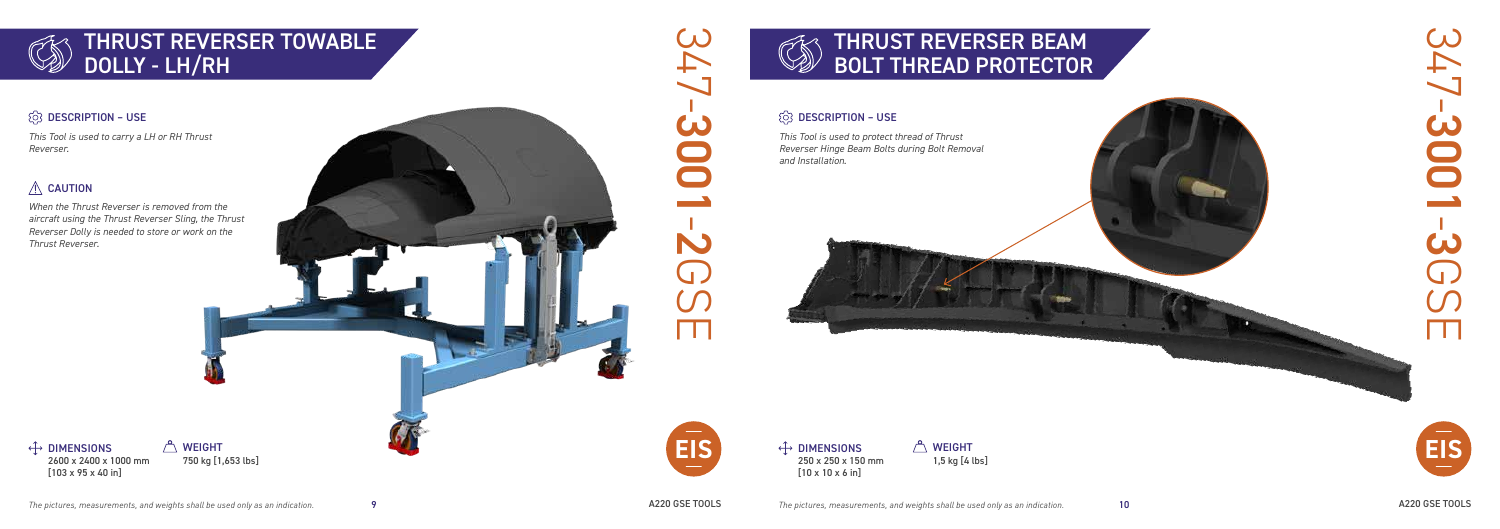## THRUST REVERSER TOWABLE DOLLY - LH/RH

**347-3001-2GSE**

### DESCRIPTION – USE

*This Tool is used to carry a LH or RH Thrust Reverser.*

### CAUTION

*When the Thrust Reverser is removed from the aircraft using the Thrust Reverser Sling, the Thrust Reverser Dolly is needed to store or work on the Thrust Reverser.*

**DIMENSIONS**
2600 x 2400 x 1000 mm
[103 x 95 x 40 in]

**WEIGHT**
750 kg [1,653 lbs]

EIS

*The pictures, measurements, and weights shall be used only as an indication.*

## THRUST REVERSER BEAM BOLT THREAD PROTECTOR

**347-3001-3GSE**

### DESCRIPTION – USE

*This Tool is used to protect thread of Thrust Reverser Hinge Beam Bolts during Bolt Removal and Installation.*

**DIMENSIONS**
250 x 250 x 150 mm
[10 x 10 x 6 in]

**WEIGHT**
1,5 kg [4 lbs]

EIS

*The pictures, measurements, and weights shall be used only as an indication.*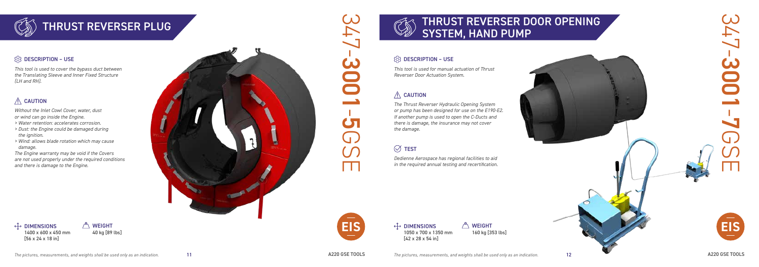## THRUST REVERSER PLUG

### DESCRIPTION – USE

*This tool is used to cover the bypass duct between the Translating Sleeve and Inner Fixed Structure (LH and RH).*

### CAUTION

*Without the Inlet Cowl Cover, water, dust or wind can go inside the Engine.*

*> Water retention: accelerates corrosion.*

*> Dust: the Engine could be damaged during the ignition.*

*> Wind: allows blade rotation which may cause damage.*

*The Engine warranty may be void if the Covers are not used properly under the required conditions and there is damage to the Engine.*

**DIMENSIONS**
1400 x 600 x 450 mm
[56 x 24 x 18 in]

**WEIGHT**
40 kg [89 lbs]

347-3001-5GSE

EIS

*The pictures, measurements, and weights shall be used only as an indication.*

## THRUST REVERSER DOOR OPENING SYSTEM, HAND PUMP

### DESCRIPTION – USE

*This tool is used for manual actuation of Thrust Reverser Door Actuation System.*

### CAUTION

*The Thrust Reverser Hydraulic Opening System or pump has been designed for use on the E190-E2. If another pump is used to open the C-Ducts and there is damage, the insurance may not cover the damage.*

### TEST

*Dedienne Aerospace has regional facilities to aid in the required annual testing and recertification.*

**DIMENSIONS**
1050 x 700 x 1350 mm
[42 x 28 x 54 in]

**WEIGHT**
160 kg [353 lbs]

347-3001-7GSE

EIS

*The pictures, measurements, and weights shall be used only as an indication.*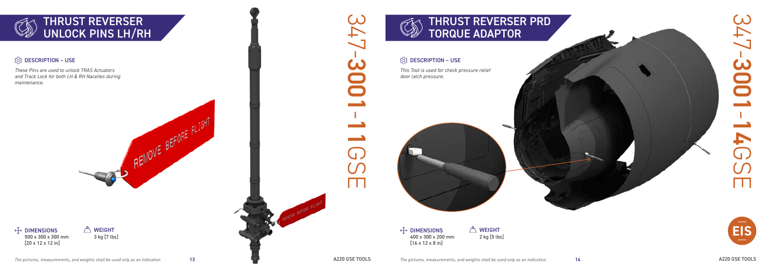# THRUST REVERSER UNLOCK PINS LH/RH

## DESCRIPTION – USE

*These Pins are used to unlock TRAS Actuators and Track Lock for both LH & RH Nacelles during maintenance.*

REMOVE BEFORE FLIGHT

**DIMENSIONS**
500 x 300 x 300 mm
[20 x 12 x 12 in]

**WEIGHT**
3 kg [7 lbs]

*The pictures, measurements, and weights shall be used only as an indication.*

A220 GSE TOOLS

347-**3001-11**GSE

# THRUST REVERSER PRD TORQUE ADAPTOR

## DESCRIPTION – USE

*This Tool is used for check pressure relief door latch pressure.*

**DIMENSIONS**
400 x 300 x 200 mm
[16 x 12 x 8 in]

**WEIGHT**
2 kg [5 lbs]

*The pictures, measurements, and weights shall be used only as an indication.*

A220 GSE TOOLS

347-**3001-14**GSE

EIS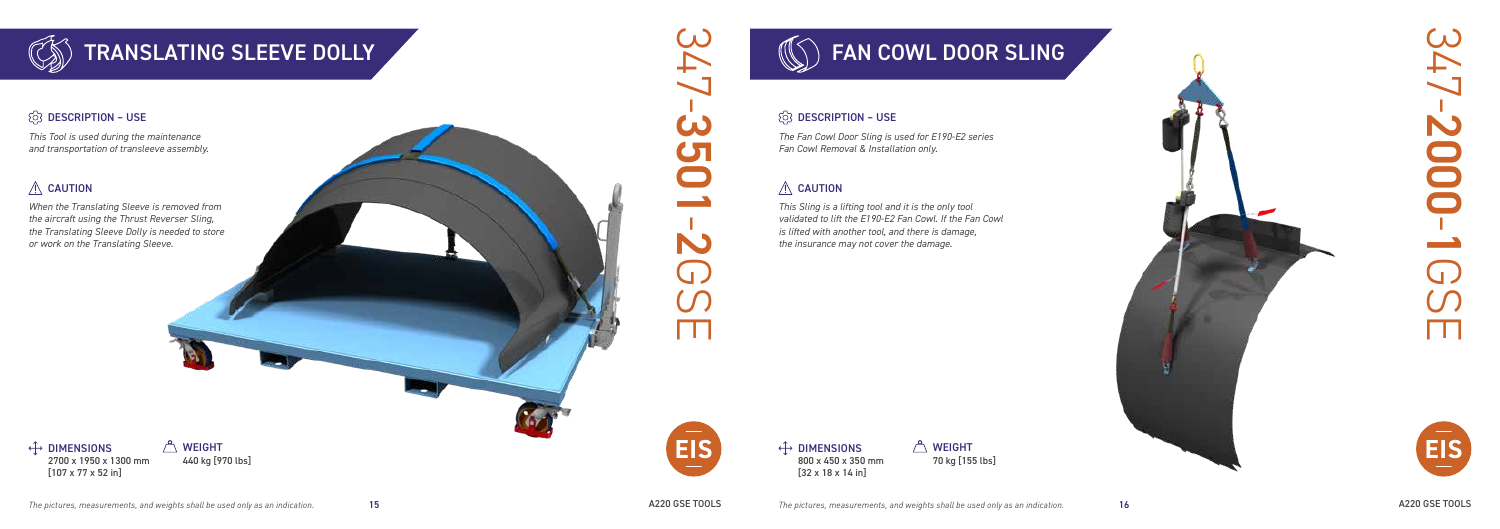# TRANSLATING SLEEVE DOLLY

347-3501-2GSE

### DESCRIPTION – USE

*This Tool is used during the maintenance and transportation of transleeve assembly.*

### CAUTION

*When the Translating Sleeve is removed from the aircraft using the Thrust Reverser Sling, the Translating Sleeve Dolly is needed to store or work on the Translating Sleeve.*

**DIMENSIONS**
2700 x 1950 x 1300 mm
[107 x 77 x 52 in]

**WEIGHT**
440 kg [970 lbs]

EIS

*The pictures, measurements, and weights shall be used only as an indication.*

# FAN COWL DOOR SLING

347-2000-1GSE

### DESCRIPTION – USE

*The Fan Cowl Door Sling is used for E190-E2 series Fan Cowl Removal & Installation only.*

### CAUTION

*This Sling is a lifting tool and it is the only tool validated to lift the E190-E2 Fan Cowl. If the Fan Cowl is lifted with another tool, and there is damage, the insurance may not cover the damage.*

**DIMENSIONS**
800 x 450 x 350 mm
[32 x 18 x 14 in]

**WEIGHT**
70 kg [155 lbs]

EIS

*The pictures, measurements, and weights shall be used only as an indication.*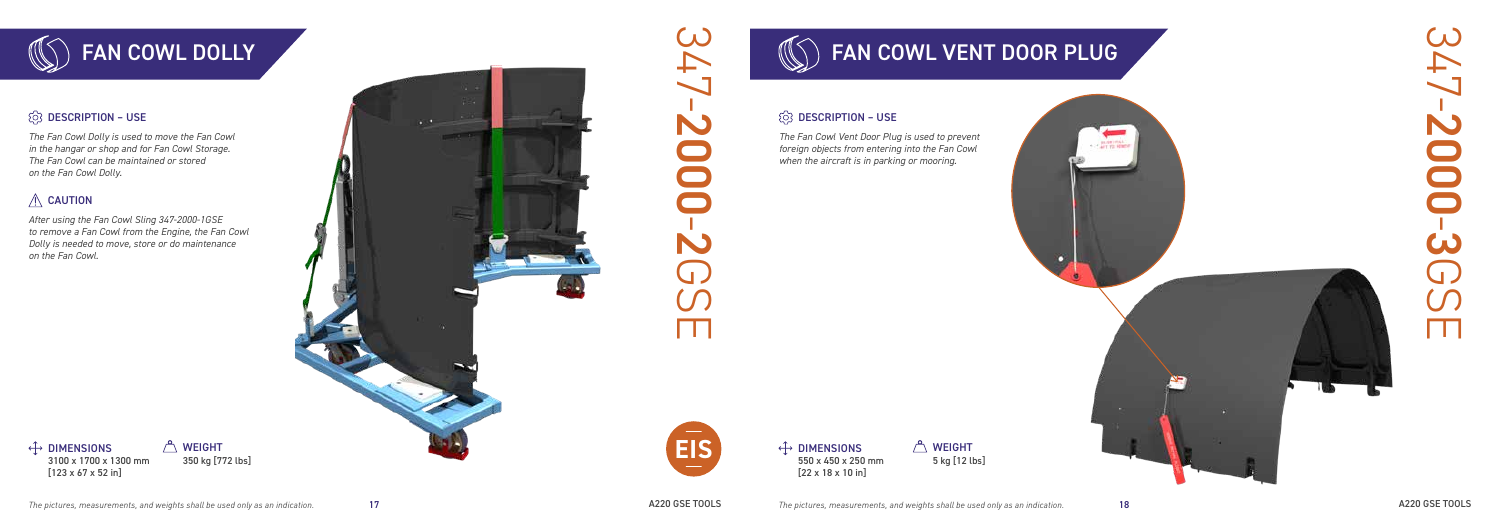## FAN COWL DOLLY

347-2000-2GSE

### DESCRIPTION – USE

*The Fan Cowl Dolly is used to move the Fan Cowl in the hangar or shop and for Fan Cowl Storage. The Fan Cowl can be maintained or stored on the Fan Cowl Dolly.*

### CAUTION

*After using the Fan Cowl Sling 347-2000-1GSE to remove a Fan Cowl from the Engine, the Fan Cowl Dolly is needed to move, store or do maintenance on the Fan Cowl.*

**DIMENSIONS**
3100 x 1700 x 1300 mm
[123 x 67 x 52 in]

**WEIGHT**
350 kg [772 lbs]

*The pictures, measurements, and weights shall be used only as an indication.*

EIS

## FAN COWL VENT DOOR PLUG

347-2000-3GSE

### DESCRIPTION – USE

*The Fan Cowl Vent Door Plug is used to prevent foreign objects from entering into the Fan Cowl when the aircraft is in parking or mooring.*

**DIMENSIONS**
550 x 450 x 250 mm
[22 x 18 x 10 in]

**WEIGHT**
5 kg [12 lbs]

*The pictures, measurements, and weights shall be used only as an indication.*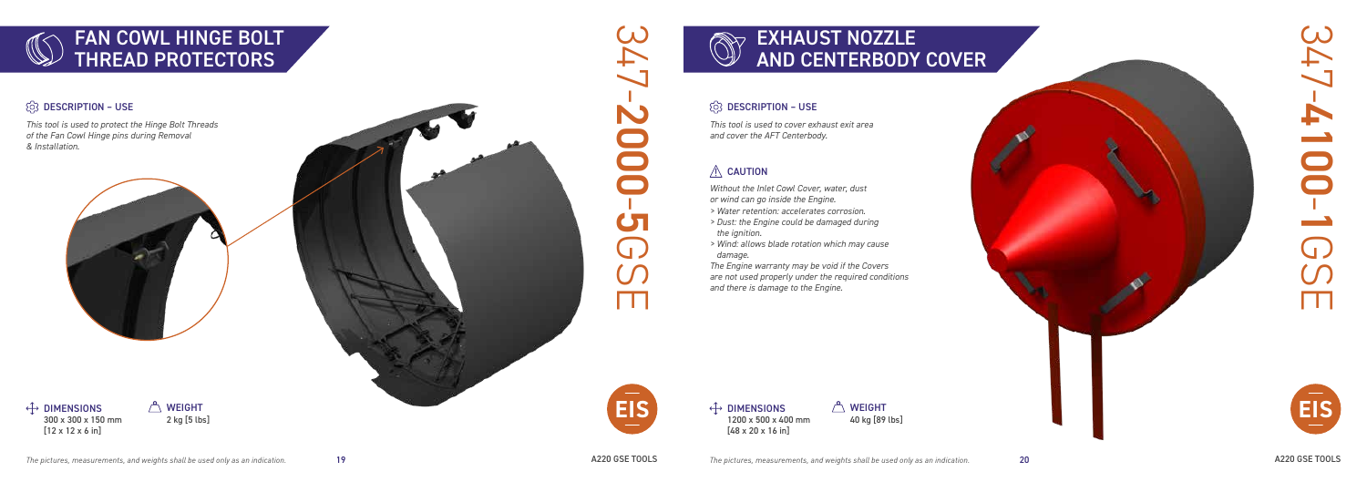## FAN COWL HINGE BOLT THREAD PROTECTORS

### DESCRIPTION – USE

*This tool is used to protect the Hinge Bolt Threads of the Fan Cowl Hinge pins during Removal & Installation.*

**DIMENSIONS**
300 x 300 x 150 mm
[12 x 12 x 6 in]

**WEIGHT**
2 kg [5 lbs]

347-**2000-5**GSE

EIS

*The pictures, measurements, and weights shall be used only as an indication.*

## EXHAUST NOZZLE AND CENTERBODY COVER

### DESCRIPTION – USE

*This tool is used to cover exhaust exit area and cover the AFT Centerbody.*

### CAUTION

*Without the Inlet Cowl Cover, water, dust or wind can go inside the Engine.*

- *> Water retention: accelerates corrosion.*
- *> Dust: the Engine could be damaged during the ignition.*
- *> Wind: allows blade rotation which may cause damage.*

*The Engine warranty may be void if the Covers are not used properly under the required conditions and there is damage to the Engine.*

**DIMENSIONS**
1200 x 500 x 400 mm
[48 x 20 x 16 in]

**WEIGHT**
40 kg [89 lbs]

347-**4100-1**GSE

EIS

*The pictures, measurements, and weights shall be used only as an indication.*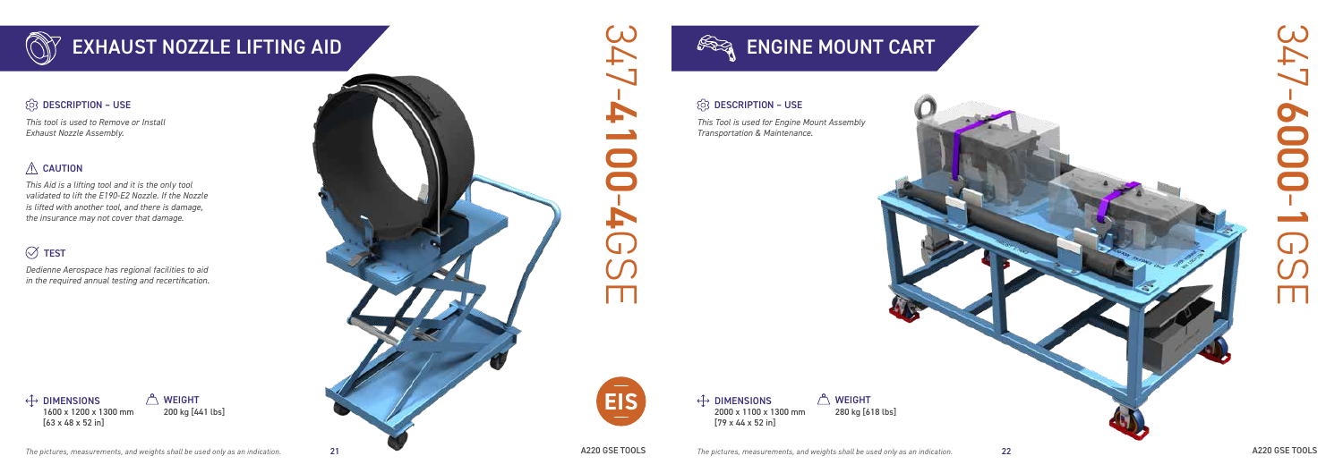# EXHAUST NOZZLE LIFTING AID

347-4100-4GSE

## DESCRIPTION – USE

*This tool is used to Remove or Install Exhaust Nozzle Assembly.*

## CAUTION

*This Aid is a lifting tool and it is the only tool validated to lift the E190-E2 Nozzle. If the Nozzle is lifted with another tool, and there is damage, the insurance may not cover that damage.*

## TEST

*Dedienne Aerospace has regional facilities to aid in the required annual testing and recertification.*

**DIMENSIONS**
1600 x 1200 x 1300 mm
[63 x 48 x 52 in]

**WEIGHT**
200 kg [441 lbs]

EIS

*The pictures, measurements, and weights shall be used only as an indication.*

# ENGINE MOUNT CART

347-6000-1GSE

## DESCRIPTION – USE

*This Tool is used for Engine Mount Assembly Transportation & Maintenance.*

**DIMENSIONS**
2000 x 1100 x 1300 mm
[79 x 44 x 52 in]

**WEIGHT**
280 kg [618 lbs]

*The pictures, measurements, and weights shall be used only as an indication.*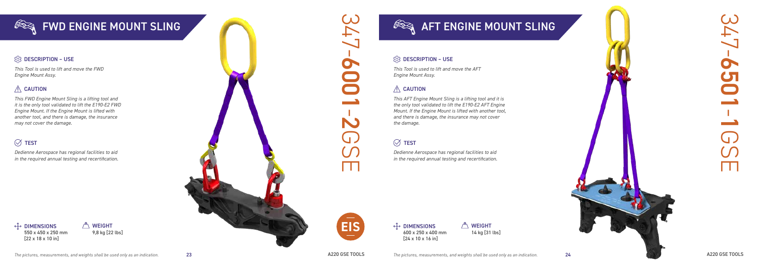## FWD ENGINE MOUNT SLING

347-6001-2GSE

### DESCRIPTION – USE

*This Tool is used to lift and move the FWD Engine Mount Assy.*

### CAUTION

*This FWD Engine Mount Sling is a lifting tool and it is the only tool validated to lift the E190-E2 FWD Engine Mount. If the Engine Mount is lifted with another tool, and there is damage, the insurance may not cover the damage.*

### TEST

*Dedienne Aerospace has regional facilities to aid in the required annual testing and recertification.*

**DIMENSIONS**
550 x 450 x 250 mm
[22 x 18 x 10 in]

**WEIGHT**
9,8 kg [22 lbs]

EIS

*The pictures, measurements, and weights shall be used only as an indication.*

## AFT ENGINE MOUNT SLING

347-6501-1GSE

### DESCRIPTION – USE

*This Tool is used to lift and move the AFT Engine Mount Assy.*

### CAUTION

*This AFT Engine Mount Sling is a lifting tool and it is the only tool validated to lift the E190-E2 AFT Engine Mount. If the Engine Mount is lifted with another tool, and there is damage, the insurance may not cover the damage.*

### TEST

*Dedienne Aerospace has regional facilities to aid in the required annual testing and recertification.*

**DIMENSIONS**
600 x 250 x 400 mm
[24 x 10 x 16 in]

**WEIGHT**
14 kg [31 lbs]

*The pictures, measurements, and weights shall be used only as an indication.*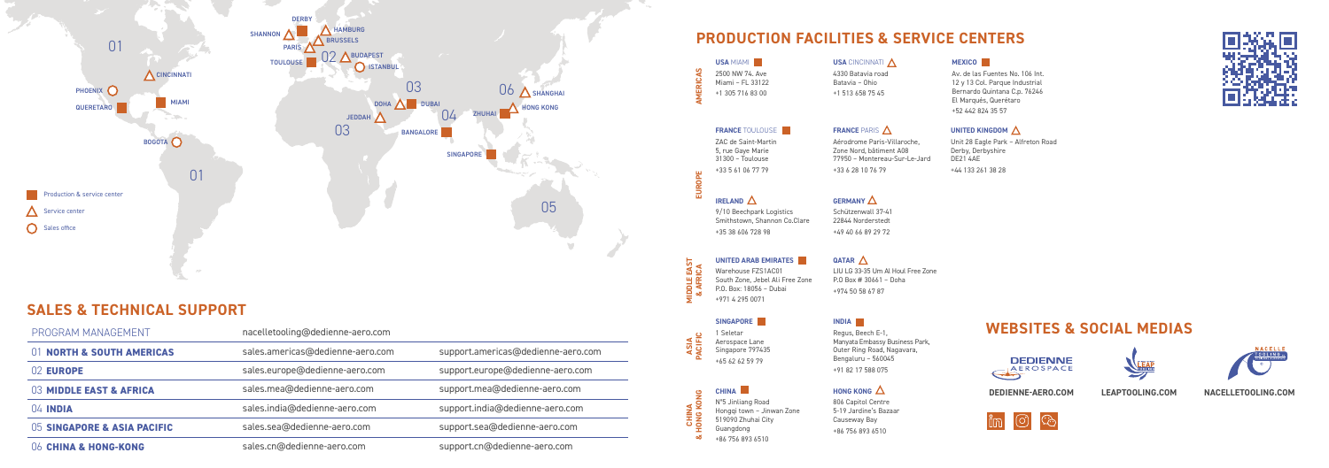01 CINCINNATI PHOENIX MIAMI QUERETARO BOGOTA 01

SHANNON DERBY HAMBURG PARIS BRUSSELS TOULOUSE 02 BUDAPEST ISTANBUL

03 DOHA DUBAI JEDDAH 03 04 BANGALORE

06 SHANGHAI ZHUHAI HONG KONG SINGAPORE 05

- Production & service center
- Service center
- Sales office

## SALES & TECHNICAL SUPPORT

| PROGRAM MANAGEMENT | nacelletooling@dedienne-aero.com | |
|---|---|---|
| 01 **NORTH & SOUTH AMERICAS** | sales.americas@dedienne-aero.com | support.americas@dedienne-aero.com |
| 02 **EUROPE** | sales.europe@dedienne-aero.com | support.europe@dedienne-aero.com |
| 03 **MIDDLE EAST & AFRICA** | sales.mea@dedienne-aero.com | support.mea@dedienne-aero.com |
| 04 **INDIA** | sales.india@dedienne-aero.com | support.india@dedienne-aero.com |
| 05 **SINGAPORE & ASIA PACIFIC** | sales.sea@dedienne-aero.com | support.sea@dedienne-aero.com |
| 06 **CHINA & HONG-KONG** | sales.cn@dedienne-aero.com | support.cn@dedienne-aero.com |

## PRODUCTION FACILITIES & SERVICE CENTERS

### AMERICAS

**USA** MIAMI
2500 NW 74. Ave
Miami – FL 33122
+1 305 716 83 00

**USA** CINCINNATI
4330 Batavia road
Batavia – Ohio
+1 513 658 75 45

**MEXICO**
Av. de las Fuentes No. 106 Int. 12 y 13 Col. Parque Industrial Bernardo Quintana C.p. 76246 El Marqués, Querétaro
+52 442 824 35 57

### EUROPE

**FRANCE** TOULOUSE
ZAC de Saint-Martin
5, rue Gaye Marie
31300 – Toulouse
+33 5 61 06 77 79

**FRANCE** PARIS
Aérodrome Paris-Villaroche,
Zone Nord, bâtiment A08
77950 – Montereau-Sur-Le-Jard
+33 6 28 10 76 79

**UNITED KINGDOM**
Unit 28 Eagle Park – Alfreton Road
Derby, Derbyshire
DE21 4AE
+44 133 261 38 28

**IRELAND**
9/10 Beechpark Logistics
Smithstown, Shannon Co.Clare
+35 38 606 728 98

**GERMANY**
Schützenwall 37-41
22844 Norderstedt
+49 40 66 89 29 72

### MIDDLE EAST & AFRICA

**UNITED ARAB EMIRATES**
Warehouse FZS1AC01
South Zone, Jebel Ali Free Zone
P.O. Box: 18056 – Dubai
+971 4 295 0071

**QATAR**
LIU LG 33-35 Um Al Houl Free Zone
P.O Box # 30661 – Doha
+974 50 58 67 87

### ASIA PACIFIC

**SINGAPORE**
1 Seletar
Aerospace Lane
Singapore 797435
+65 62 62 59 79

**INDIA**
Regus, Beech E-1,
Manyata Embassy Business Park,
Outer Ring Road, Nagavara,
Bengaluru – 560045
+91 82 17 588 075

### CHINA & HONG KONG

**CHINA**
N°5 Jinliang Road
Hongqi town – Jinwan Zone
519090 Zhuhai City
Guangdong
+86 756 893 6510

**HONG KONG**
806 Capitol Centre
5-19 Jardine's Bazaar
Causeway Bay
+86 756 893 6510

## WEBSITES & SOCIAL MEDIAS

**DEDIENNE-AERO.COM** **LEAPTOOLING.COM** **NACELLETOOLING.COM**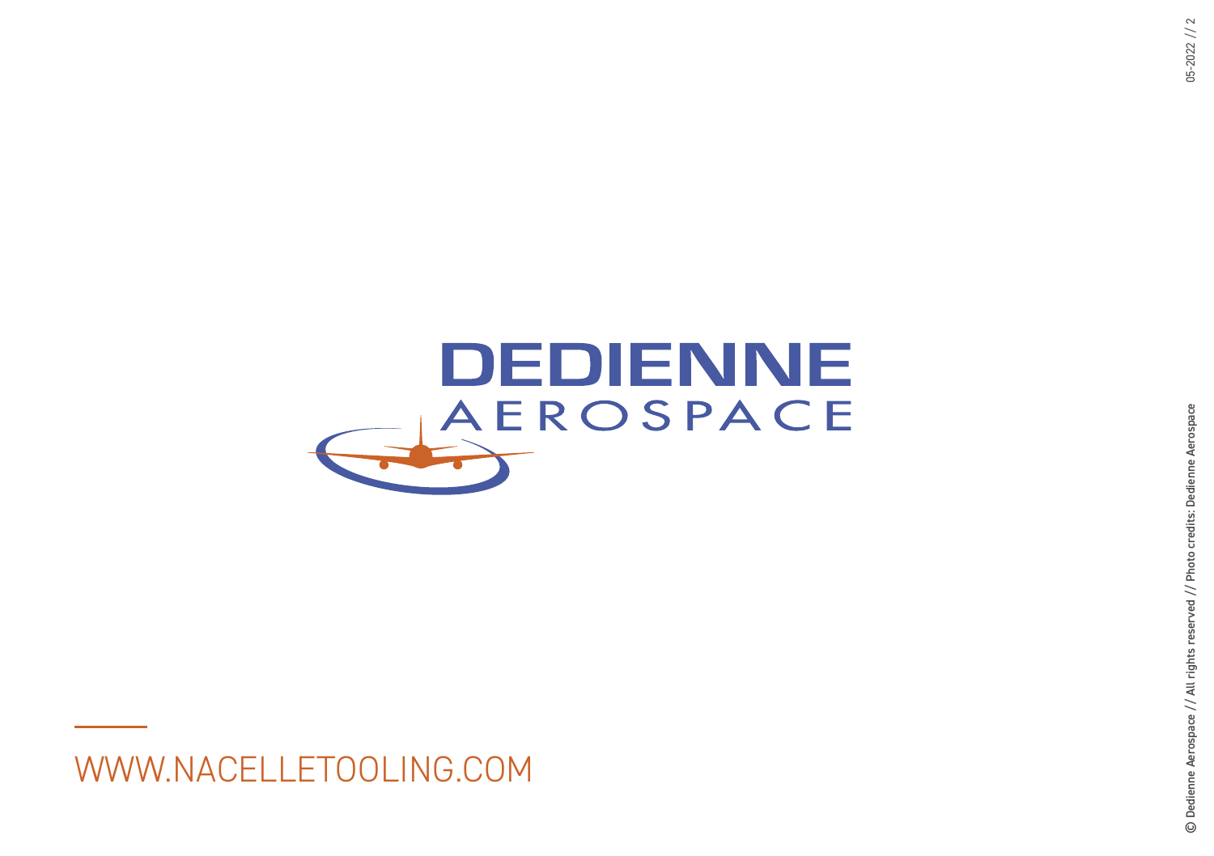DEDIENNE
AEROSPACE

WWW.NACELLETOOLING.COM

© Dedienne Aerospace // All rights reserved // Photo credits: Dedienne Aerospace